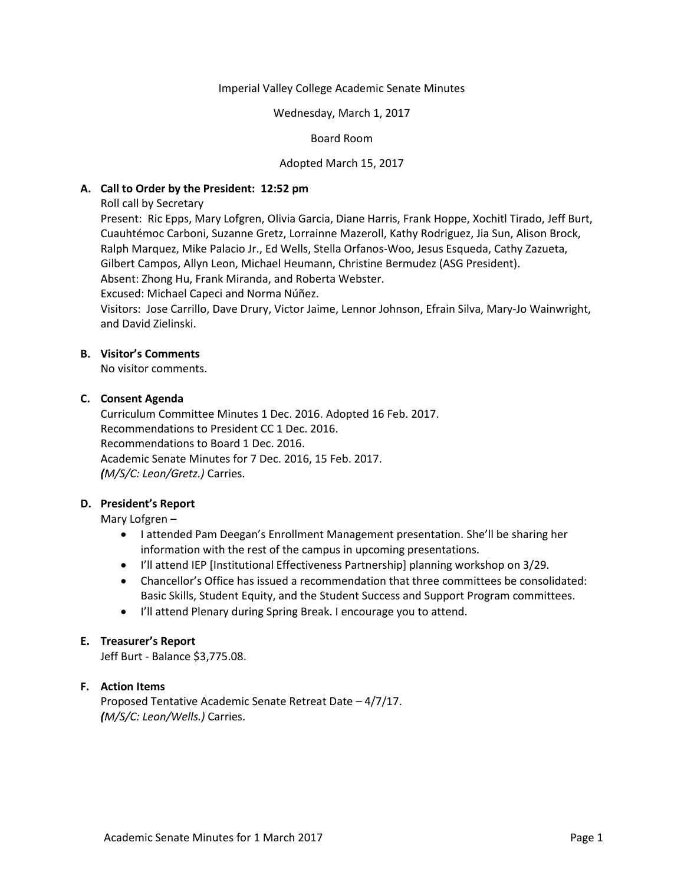Imperial Valley College Academic Senate Minutes

Wednesday, March 1, 2017

Board Room

Adopted March 15, 2017

**A. Call to Order by the President: 12:52 pm**

Roll call by Secretary

Present: Ric Epps, Mary Lofgren, Olivia Garcia, Diane Harris, Frank Hoppe, Xochitl Tirado, Jeff Burt, Cuauhtémoc Carboni, Suzanne Gretz, Lorrainne Mazeroll, Kathy Rodriguez, Jia Sun, Alison Brock, Ralph Marquez, Mike Palacio Jr., Ed Wells, Stella Orfanos-Woo, Jesus Esqueda, Cathy Zazueta, Gilbert Campos, Allyn Leon, Michael Heumann, Christine Bermudez (ASG President).

Absent: Zhong Hu, Frank Miranda, and Roberta Webster.

Excused: Michael Capeci and Norma Núñez.

Visitors: Jose Carrillo, Dave Drury, Victor Jaime, Lennor Johnson, Efrain Silva, Mary-Jo Wainwright, and David Zielinski.

**B. Visitor's Comments**

No visitor comments.

**C. Consent Agenda**

Curriculum Committee Minutes 1 Dec. 2016. Adopted 16 Feb. 2017.
Recommendations to President CC 1 Dec. 2016.
Recommendations to Board 1 Dec. 2016.
Academic Senate Minutes for 7 Dec. 2016, 15 Feb. 2017.
***(****M/S/C: Leon/Gretz.)* Carries.

**D. President's Report**

Mary Lofgren –

- I attended Pam Deegan's Enrollment Management presentation. She'll be sharing her information with the rest of the campus in upcoming presentations.
- I'll attend IEP [Institutional Effectiveness Partnership] planning workshop on 3/29.
- Chancellor's Office has issued a recommendation that three committees be consolidated: Basic Skills, Student Equity, and the Student Success and Support Program committees.
- I'll attend Plenary during Spring Break. I encourage you to attend.

**E. Treasurer's Report**

Jeff Burt - Balance $3,775.08.

**F. Action Items**

Proposed Tentative Academic Senate Retreat Date – 4/7/17.
***(****M/S/C: Leon/Wells.)* Carries.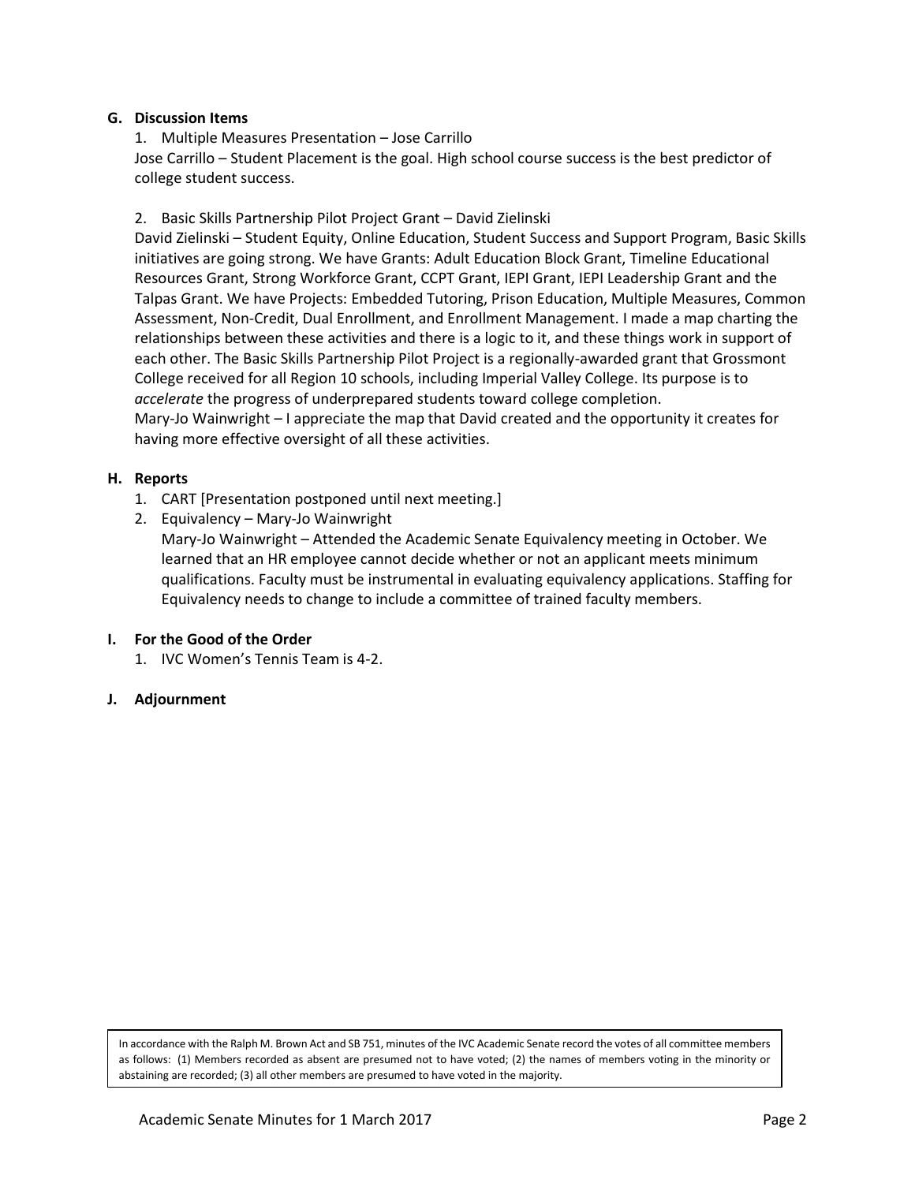**G. Discussion Items**

1. Multiple Measures Presentation – Jose Carrillo

Jose Carrillo – Student Placement is the goal. High school course success is the best predictor of college student success.

2. Basic Skills Partnership Pilot Project Grant – David Zielinski

David Zielinski – Student Equity, Online Education, Student Success and Support Program, Basic Skills initiatives are going strong. We have Grants: Adult Education Block Grant, Timeline Educational Resources Grant, Strong Workforce Grant, CCPT Grant, IEPI Grant, IEPI Leadership Grant and the Talpas Grant. We have Projects: Embedded Tutoring, Prison Education, Multiple Measures, Common Assessment, Non-Credit, Dual Enrollment, and Enrollment Management. I made a map charting the relationships between these activities and there is a logic to it, and these things work in support of each other. The Basic Skills Partnership Pilot Project is a regionally-awarded grant that Grossmont College received for all Region 10 schools, including Imperial Valley College. Its purpose is to *accelerate* the progress of underprepared students toward college completion.

Mary-Jo Wainwright – I appreciate the map that David created and the opportunity it creates for having more effective oversight of all these activities.

**H. Reports**

1. CART [Presentation postponed until next meeting.]
2. Equivalency – Mary-Jo Wainwright

   Mary-Jo Wainwright – Attended the Academic Senate Equivalency meeting in October. We learned that an HR employee cannot decide whether or not an applicant meets minimum qualifications. Faculty must be instrumental in evaluating equivalency applications. Staffing for Equivalency needs to change to include a committee of trained faculty members.

**I. For the Good of the Order**

1. IVC Women's Tennis Team is 4-2.

**J. Adjournment**

In accordance with the Ralph M. Brown Act and SB 751, minutes of the IVC Academic Senate record the votes of all committee members as follows: (1) Members recorded as absent are presumed not to have voted; (2) the names of members voting in the minority or abstaining are recorded; (3) all other members are presumed to have voted in the majority.